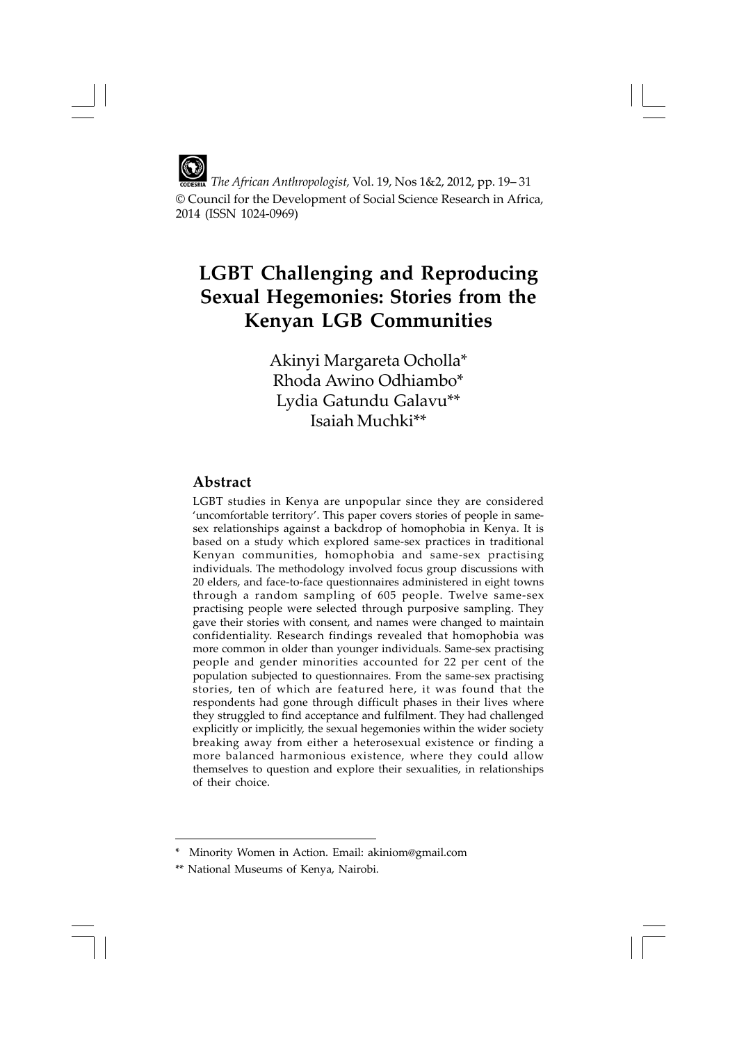*The African Anthropologist,* Vol. 19, Nos 1&2, 2012, pp. 19– 31
© Council for the Development of Social Science Research in Africa, 2014 (ISSN 1024-0969)

# LGBT Challenging and Reproducing Sexual Hegemonies: Stories from the Kenyan LGB Communities

Akinyi Margareta Ocholla*
Rhoda Awino Odhiambo*
Lydia Gatundu Galavu**
Isaiah Muchki**

## Abstract

LGBT studies in Kenya are unpopular since they are considered 'uncomfortable territory'. This paper covers stories of people in same-sex relationships against a backdrop of homophobia in Kenya. It is based on a study which explored same-sex practices in traditional Kenyan communities, homophobia and same-sex practising individuals. The methodology involved focus group discussions with 20 elders, and face-to-face questionnaires administered in eight towns through a random sampling of 605 people. Twelve same-sex practising people were selected through purposive sampling. They gave their stories with consent, and names were changed to maintain confidentiality. Research findings revealed that homophobia was more common in older than younger individuals. Same-sex practising people and gender minorities accounted for 22 per cent of the population subjected to questionnaires. From the same-sex practising stories, ten of which are featured here, it was found that the respondents had gone through difficult phases in their lives where they struggled to find acceptance and fulfilment. They had challenged explicitly or implicitly, the sexual hegemonies within the wider society breaking away from either a heterosexual existence or finding a more balanced harmonious existence, where they could allow themselves to question and explore their sexualities, in relationships of their choice.

---

* Minority Women in Action. Email: akiniom@gmail.com

** National Museums of Kenya, Nairobi.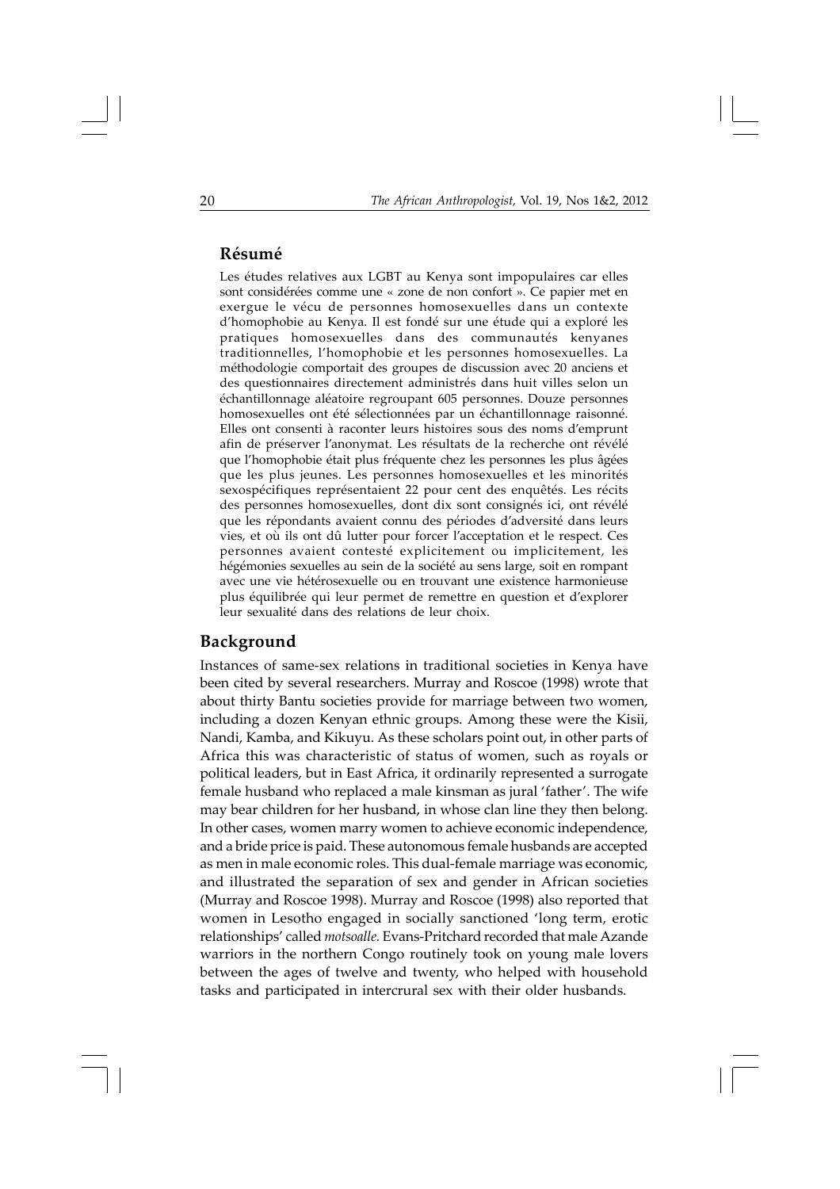## Résumé

Les études relatives aux LGBT au Kenya sont impopulaires car elles sont considérées comme une « zone de non confort ». Ce papier met en exergue le vécu de personnes homosexuelles dans un contexte d'homophobie au Kenya. Il est fondé sur une étude qui a exploré les pratiques homosexuelles dans des communautés kenyanes traditionnelles, l'homophobie et les personnes homosexuelles. La méthodologie comportait des groupes de discussion avec 20 anciens et des questionnaires directement administrés dans huit villes selon un échantillonnage aléatoire regroupant 605 personnes. Douze personnes homosexuelles ont été sélectionnées par un échantillonnage raisonné. Elles ont consenti à raconter leurs histoires sous des noms d'emprunt afin de préserver l'anonymat. Les résultats de la recherche ont révélé que l'homophobie était plus fréquente chez les personnes les plus âgées que les plus jeunes. Les personnes homosexuelles et les minorités sexospécifiques représentaient 22 pour cent des enquêtés. Les récits des personnes homosexuelles, dont dix sont consignés ici, ont révélé que les répondants avaient connu des périodes d'adversité dans leurs vies, et où ils ont dû lutter pour forcer l'acceptation et le respect. Ces personnes avaient contesté explicitement ou implicitement, les hégémonies sexuelles au sein de la société au sens large, soit en rompant avec une vie hétérosexuelle ou en trouvant une existence harmonieuse plus équilibrée qui leur permet de remettre en question et d'explorer leur sexualité dans des relations de leur choix.

## Background

Instances of same-sex relations in traditional societies in Kenya have been cited by several researchers. Murray and Roscoe (1998) wrote that about thirty Bantu societies provide for marriage between two women, including a dozen Kenyan ethnic groups. Among these were the Kisii, Nandi, Kamba, and Kikuyu. As these scholars point out, in other parts of Africa this was characteristic of status of women, such as royals or political leaders, but in East Africa, it ordinarily represented a surrogate female husband who replaced a male kinsman as jural 'father'. The wife may bear children for her husband, in whose clan line they then belong. In other cases, women marry women to achieve economic independence, and a bride price is paid. These autonomous female husbands are accepted as men in male economic roles. This dual-female marriage was economic, and illustrated the separation of sex and gender in African societies (Murray and Roscoe 1998). Murray and Roscoe (1998) also reported that women in Lesotho engaged in socially sanctioned 'long term, erotic relationships' called *motsoalle.* Evans-Pritchard recorded that male Azande warriors in the northern Congo routinely took on young male lovers between the ages of twelve and twenty, who helped with household tasks and participated in intercrural sex with their older husbands.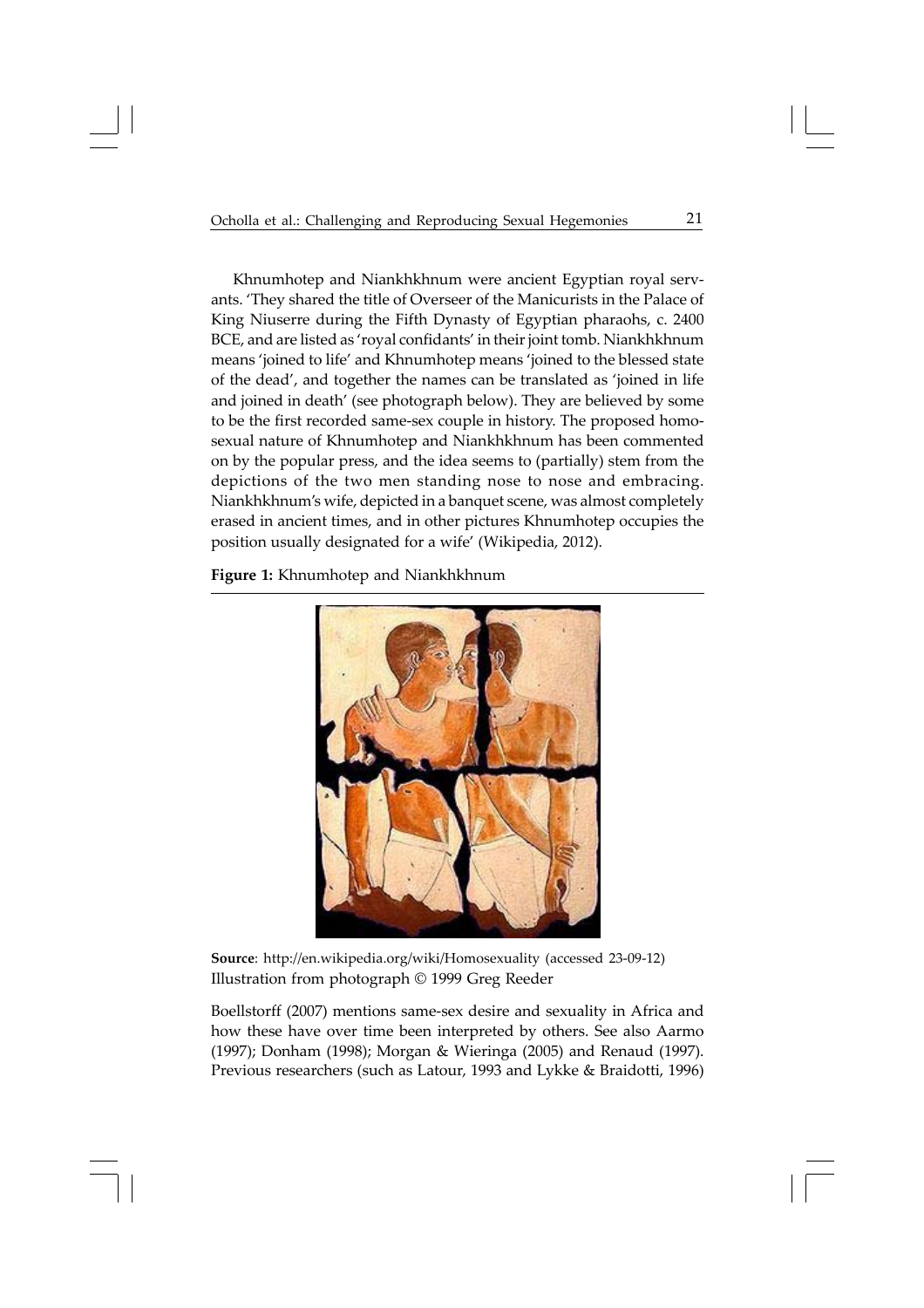Khnumhotep and Niankhkhnum were ancient Egyptian royal servants. 'They shared the title of Overseer of the Manicurists in the Palace of King Niuserre during the Fifth Dynasty of Egyptian pharaohs, c. 2400 BCE, and are listed as 'royal confidants' in their joint tomb. Niankhkhnum means 'joined to life' and Khnumhotep means 'joined to the blessed state of the dead', and together the names can be translated as 'joined in life and joined in death' (see photograph below). They are believed by some to be the first recorded same-sex couple in history. The proposed homosexual nature of Khnumhotep and Niankhkhnum has been commented on by the popular press, and the idea seems to (partially) stem from the depictions of the two men standing nose to nose and embracing. Niankhkhnum's wife, depicted in a banquet scene, was almost completely erased in ancient times, and in other pictures Khnumhotep occupies the position usually designated for a wife' (Wikipedia, 2012).

**Figure 1:** Khnumhotep and Niankhkhnum

**Source**: http://en.wikipedia.org/wiki/Homosexuality (accessed 23-09-12)
Illustration from photograph © 1999 Greg Reeder

Boellstorff (2007) mentions same-sex desire and sexuality in Africa and how these have over time been interpreted by others. See also Aarmo (1997); Donham (1998); Morgan & Wieringa (2005) and Renaud (1997). Previous researchers (such as Latour, 1993 and Lykke & Braidotti, 1996)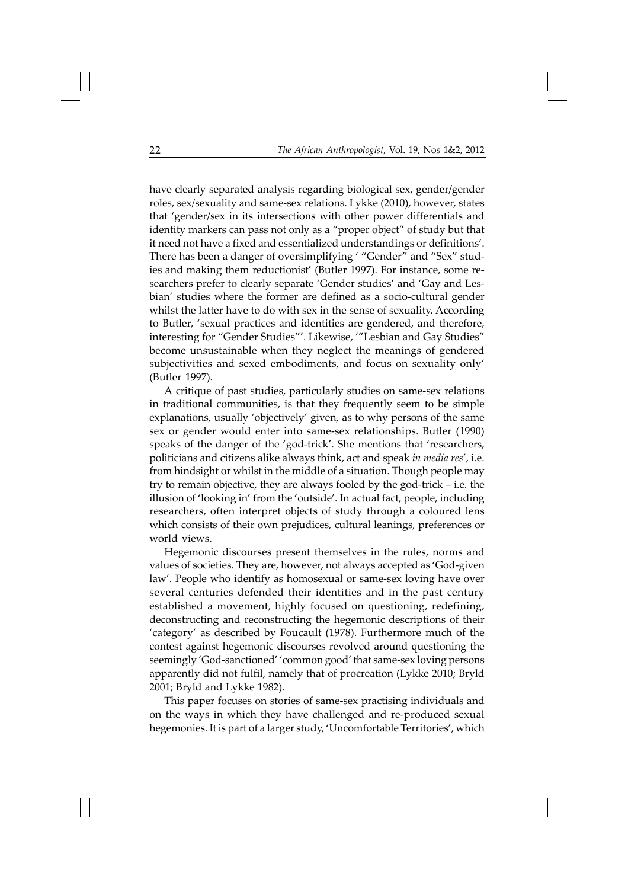have clearly separated analysis regarding biological sex, gender/gender roles, sex/sexuality and same-sex relations. Lykke (2010), however, states that 'gender/sex in its intersections with other power differentials and identity markers can pass not only as a "proper object" of study but that it need not have a fixed and essentialized understandings or definitions'. There has been a danger of oversimplifying ' "Gender" and "Sex" studies and making them reductionist' (Butler 1997). For instance, some researchers prefer to clearly separate 'Gender studies' and 'Gay and Lesbian' studies where the former are defined as a socio-cultural gender whilst the latter have to do with sex in the sense of sexuality. According to Butler, 'sexual practices and identities are gendered, and therefore, interesting for "Gender Studies"'. Likewise, '"Lesbian and Gay Studies" become unsustainable when they neglect the meanings of gendered subjectivities and sexed embodiments, and focus on sexuality only' (Butler 1997).

A critique of past studies, particularly studies on same-sex relations in traditional communities, is that they frequently seem to be simple explanations, usually 'objectively' given, as to why persons of the same sex or gender would enter into same-sex relationships. Butler (1990) speaks of the danger of the 'god-trick'. She mentions that 'researchers, politicians and citizens alike always think, act and speak *in media res*', i.e. from hindsight or whilst in the middle of a situation. Though people may try to remain objective, they are always fooled by the god-trick – i.e. the illusion of 'looking in' from the 'outside'. In actual fact, people, including researchers, often interpret objects of study through a coloured lens which consists of their own prejudices, cultural leanings, preferences or world views.

Hegemonic discourses present themselves in the rules, norms and values of societies. They are, however, not always accepted as 'God-given law'. People who identify as homosexual or same-sex loving have over several centuries defended their identities and in the past century established a movement, highly focused on questioning, redefining, deconstructing and reconstructing the hegemonic descriptions of their 'category' as described by Foucault (1978). Furthermore much of the contest against hegemonic discourses revolved around questioning the seemingly 'God-sanctioned' 'common good' that same-sex loving persons apparently did not fulfil, namely that of procreation (Lykke 2010; Bryld 2001; Bryld and Lykke 1982).

This paper focuses on stories of same-sex practising individuals and on the ways in which they have challenged and re-produced sexual hegemonies. It is part of a larger study, 'Uncomfortable Territories', which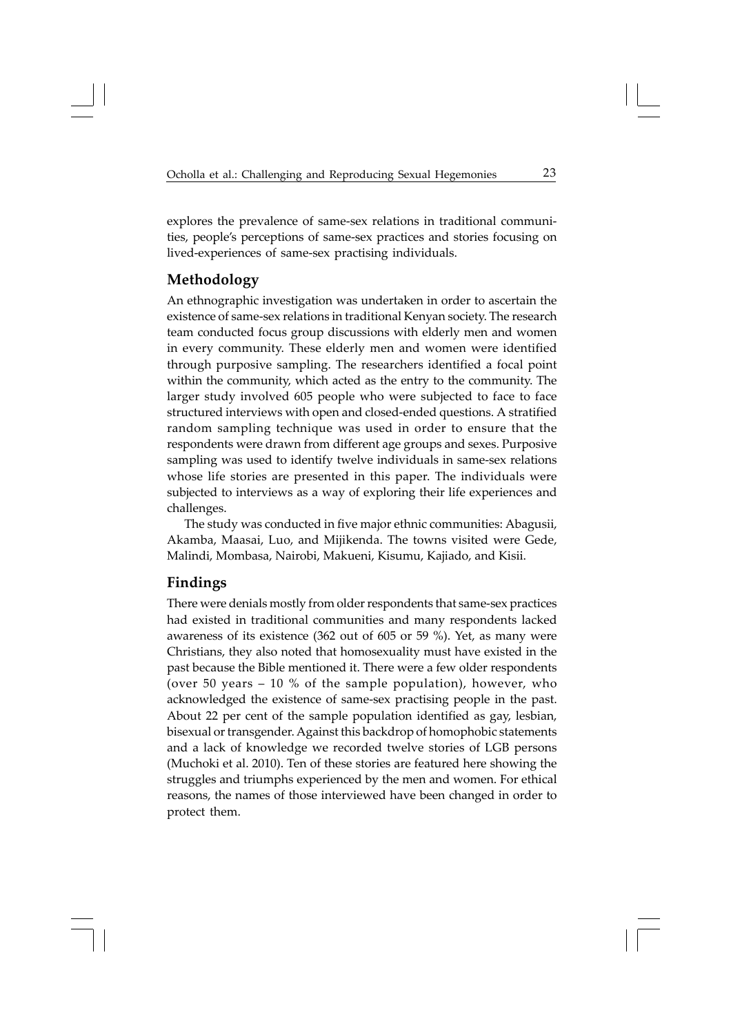explores the prevalence of same-sex relations in traditional communities, people's perceptions of same-sex practices and stories focusing on lived-experiences of same-sex practising individuals.

## Methodology

An ethnographic investigation was undertaken in order to ascertain the existence of same-sex relations in traditional Kenyan society. The research team conducted focus group discussions with elderly men and women in every community. These elderly men and women were identified through purposive sampling. The researchers identified a focal point within the community, which acted as the entry to the community. The larger study involved 605 people who were subjected to face to face structured interviews with open and closed-ended questions. A stratified random sampling technique was used in order to ensure that the respondents were drawn from different age groups and sexes. Purposive sampling was used to identify twelve individuals in same-sex relations whose life stories are presented in this paper. The individuals were subjected to interviews as a way of exploring their life experiences and challenges.

The study was conducted in five major ethnic communities: Abagusii, Akamba, Maasai, Luo, and Mijikenda. The towns visited were Gede, Malindi, Mombasa, Nairobi, Makueni, Kisumu, Kajiado, and Kisii.

## Findings

There were denials mostly from older respondents that same-sex practices had existed in traditional communities and many respondents lacked awareness of its existence (362 out of 605 or 59 %). Yet, as many were Christians, they also noted that homosexuality must have existed in the past because the Bible mentioned it. There were a few older respondents (over 50 years – 10 % of the sample population), however, who acknowledged the existence of same-sex practising people in the past. About 22 per cent of the sample population identified as gay, lesbian, bisexual or transgender. Against this backdrop of homophobic statements and a lack of knowledge we recorded twelve stories of LGB persons (Muchoki et al. 2010). Ten of these stories are featured here showing the struggles and triumphs experienced by the men and women. For ethical reasons, the names of those interviewed have been changed in order to protect them.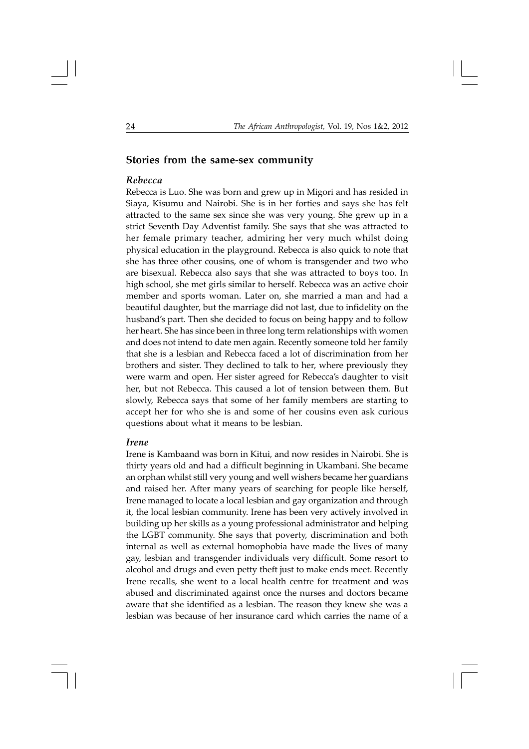## Stories from the same-sex community

### *Rebecca*

Rebecca is Luo. She was born and grew up in Migori and has resided in Siaya, Kisumu and Nairobi. She is in her forties and says she has felt attracted to the same sex since she was very young. She grew up in a strict Seventh Day Adventist family. She says that she was attracted to her female primary teacher, admiring her very much whilst doing physical education in the playground. Rebecca is also quick to note that she has three other cousins, one of whom is transgender and two who are bisexual. Rebecca also says that she was attracted to boys too. In high school, she met girls similar to herself. Rebecca was an active choir member and sports woman. Later on, she married a man and had a beautiful daughter, but the marriage did not last, due to infidelity on the husband's part. Then she decided to focus on being happy and to follow her heart. She has since been in three long term relationships with women and does not intend to date men again. Recently someone told her family that she is a lesbian and Rebecca faced a lot of discrimination from her brothers and sister. They declined to talk to her, where previously they were warm and open. Her sister agreed for Rebecca's daughter to visit her, but not Rebecca. This caused a lot of tension between them. But slowly, Rebecca says that some of her family members are starting to accept her for who she is and some of her cousins even ask curious questions about what it means to be lesbian.

### *Irene*

Irene is Kambaand was born in Kitui, and now resides in Nairobi. She is thirty years old and had a difficult beginning in Ukambani. She became an orphan whilst still very young and well wishers became her guardians and raised her. After many years of searching for people like herself, Irene managed to locate a local lesbian and gay organization and through it, the local lesbian community. Irene has been very actively involved in building up her skills as a young professional administrator and helping the LGBT community. She says that poverty, discrimination and both internal as well as external homophobia have made the lives of many gay, lesbian and transgender individuals very difficult. Some resort to alcohol and drugs and even petty theft just to make ends meet. Recently Irene recalls, she went to a local health centre for treatment and was abused and discriminated against once the nurses and doctors became aware that she identified as a lesbian. The reason they knew she was a lesbian was because of her insurance card which carries the name of a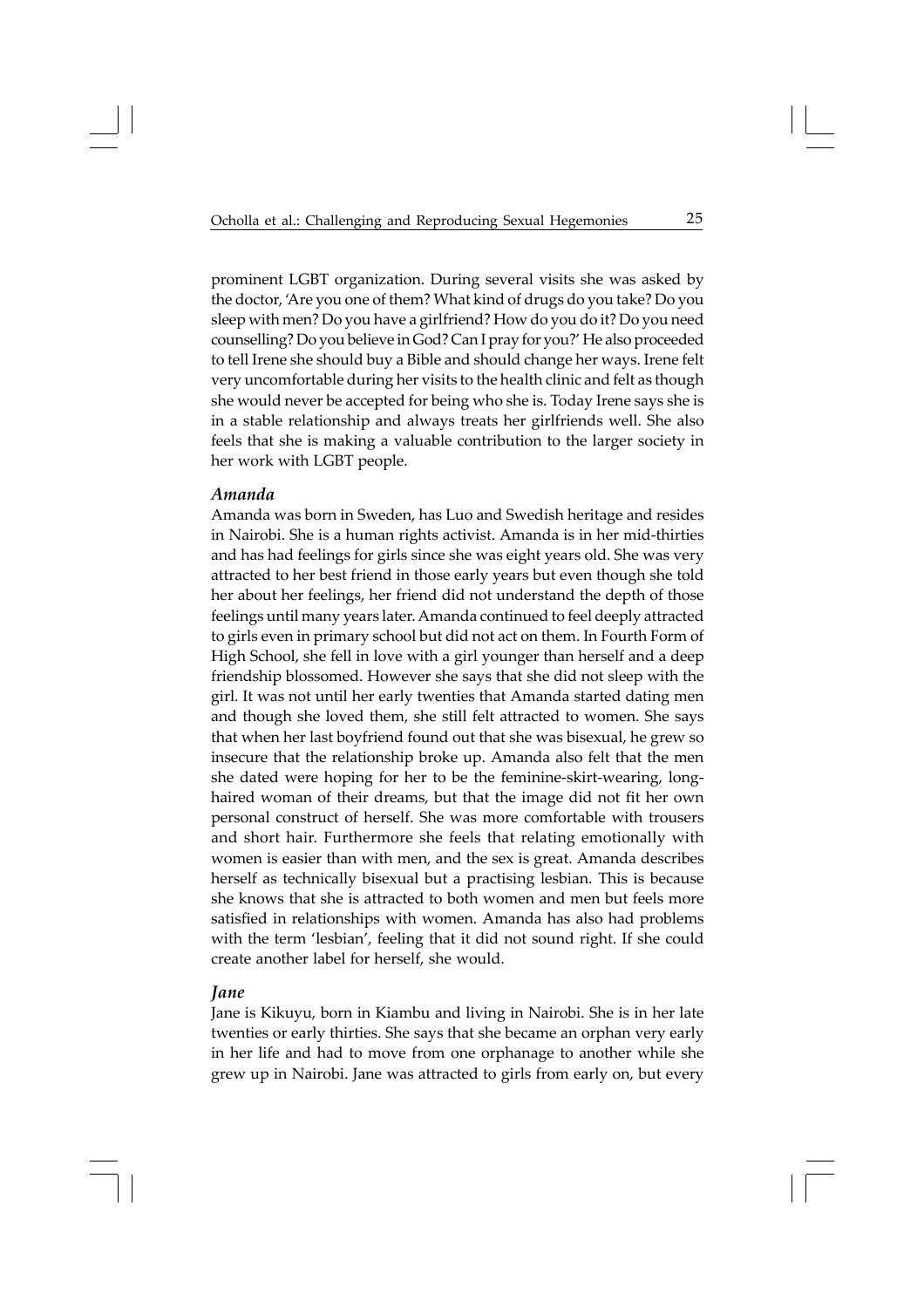prominent LGBT organization. During several visits she was asked by the doctor, 'Are you one of them? What kind of drugs do you take? Do you sleep with men? Do you have a girlfriend? How do you do it? Do you need counselling? Do you believe in God? Can I pray for you?' He also proceeded to tell Irene she should buy a Bible and should change her ways. Irene felt very uncomfortable during her visits to the health clinic and felt as though she would never be accepted for being who she is. Today Irene says she is in a stable relationship and always treats her girlfriends well. She also feels that she is making a valuable contribution to the larger society in her work with LGBT people.

### *Amanda*

Amanda was born in Sweden, has Luo and Swedish heritage and resides in Nairobi. She is a human rights activist. Amanda is in her mid-thirties and has had feelings for girls since she was eight years old. She was very attracted to her best friend in those early years but even though she told her about her feelings, her friend did not understand the depth of those feelings until many years later. Amanda continued to feel deeply attracted to girls even in primary school but did not act on them. In Fourth Form of High School, she fell in love with a girl younger than herself and a deep friendship blossomed. However she says that she did not sleep with the girl. It was not until her early twenties that Amanda started dating men and though she loved them, she still felt attracted to women. She says that when her last boyfriend found out that she was bisexual, he grew so insecure that the relationship broke up. Amanda also felt that the men she dated were hoping for her to be the feminine-skirt-wearing, long-haired woman of their dreams, but that the image did not fit her own personal construct of herself. She was more comfortable with trousers and short hair. Furthermore she feels that relating emotionally with women is easier than with men, and the sex is great. Amanda describes herself as technically bisexual but a practising lesbian. This is because she knows that she is attracted to both women and men but feels more satisfied in relationships with women. Amanda has also had problems with the term 'lesbian', feeling that it did not sound right. If she could create another label for herself, she would.

### *Jane*

Jane is Kikuyu, born in Kiambu and living in Nairobi. She is in her late twenties or early thirties. She says that she became an orphan very early in her life and had to move from one orphanage to another while she grew up in Nairobi. Jane was attracted to girls from early on, but every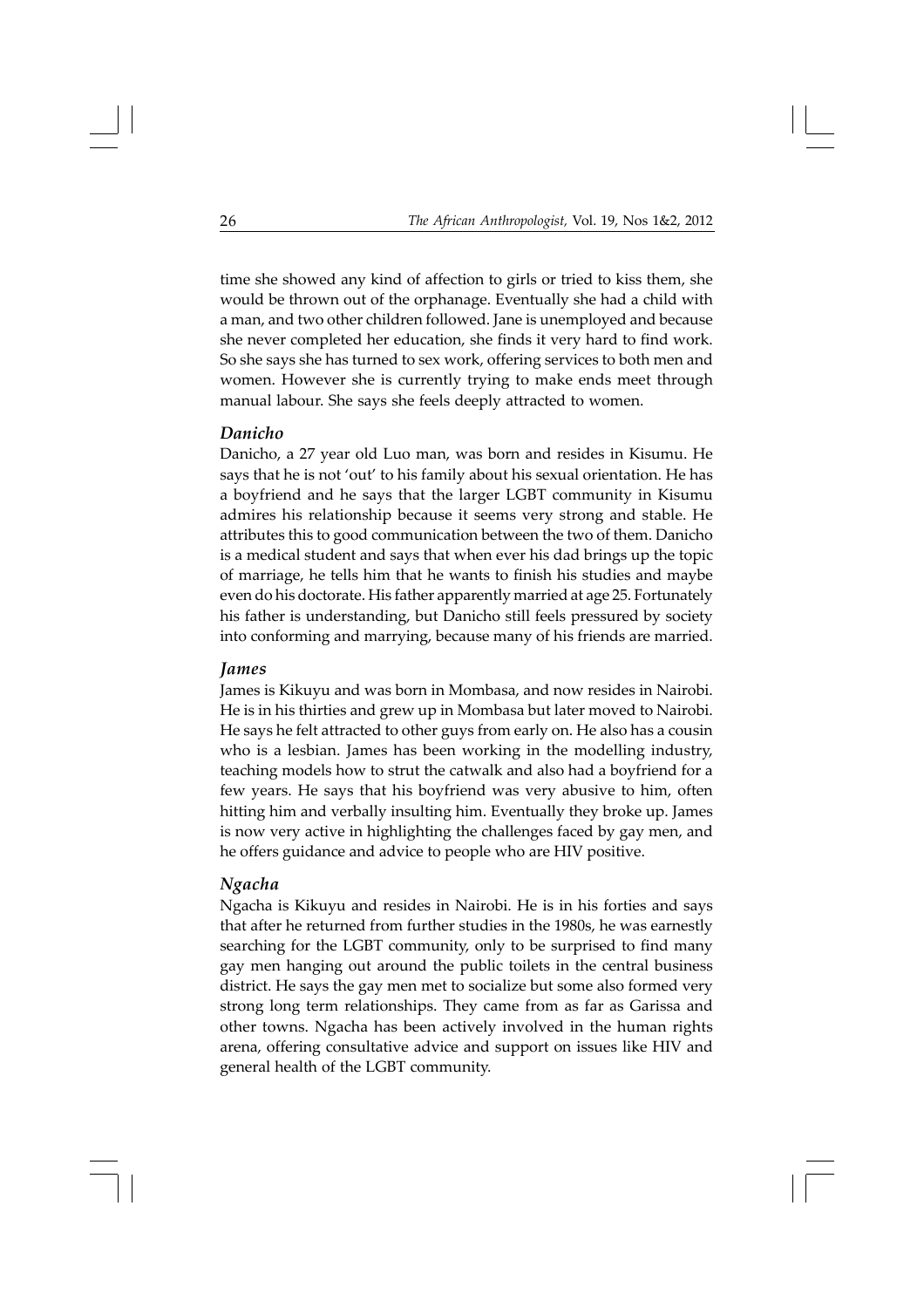time she showed any kind of affection to girls or tried to kiss them, she would be thrown out of the orphanage. Eventually she had a child with a man, and two other children followed. Jane is unemployed and because she never completed her education, she finds it very hard to find work. So she says she has turned to sex work, offering services to both men and women. However she is currently trying to make ends meet through manual labour. She says she feels deeply attracted to women.

### *Danicho*

Danicho, a 27 year old Luo man, was born and resides in Kisumu. He says that he is not 'out' to his family about his sexual orientation. He has a boyfriend and he says that the larger LGBT community in Kisumu admires his relationship because it seems very strong and stable. He attributes this to good communication between the two of them. Danicho is a medical student and says that when ever his dad brings up the topic of marriage, he tells him that he wants to finish his studies and maybe even do his doctorate. His father apparently married at age 25. Fortunately his father is understanding, but Danicho still feels pressured by society into conforming and marrying, because many of his friends are married.

### *James*

James is Kikuyu and was born in Mombasa, and now resides in Nairobi. He is in his thirties and grew up in Mombasa but later moved to Nairobi. He says he felt attracted to other guys from early on. He also has a cousin who is a lesbian. James has been working in the modelling industry, teaching models how to strut the catwalk and also had a boyfriend for a few years. He says that his boyfriend was very abusive to him, often hitting him and verbally insulting him. Eventually they broke up. James is now very active in highlighting the challenges faced by gay men, and he offers guidance and advice to people who are HIV positive.

### *Ngacha*

Ngacha is Kikuyu and resides in Nairobi. He is in his forties and says that after he returned from further studies in the 1980s, he was earnestly searching for the LGBT community, only to be surprised to find many gay men hanging out around the public toilets in the central business district. He says the gay men met to socialize but some also formed very strong long term relationships. They came from as far as Garissa and other towns. Ngacha has been actively involved in the human rights arena, offering consultative advice and support on issues like HIV and general health of the LGBT community.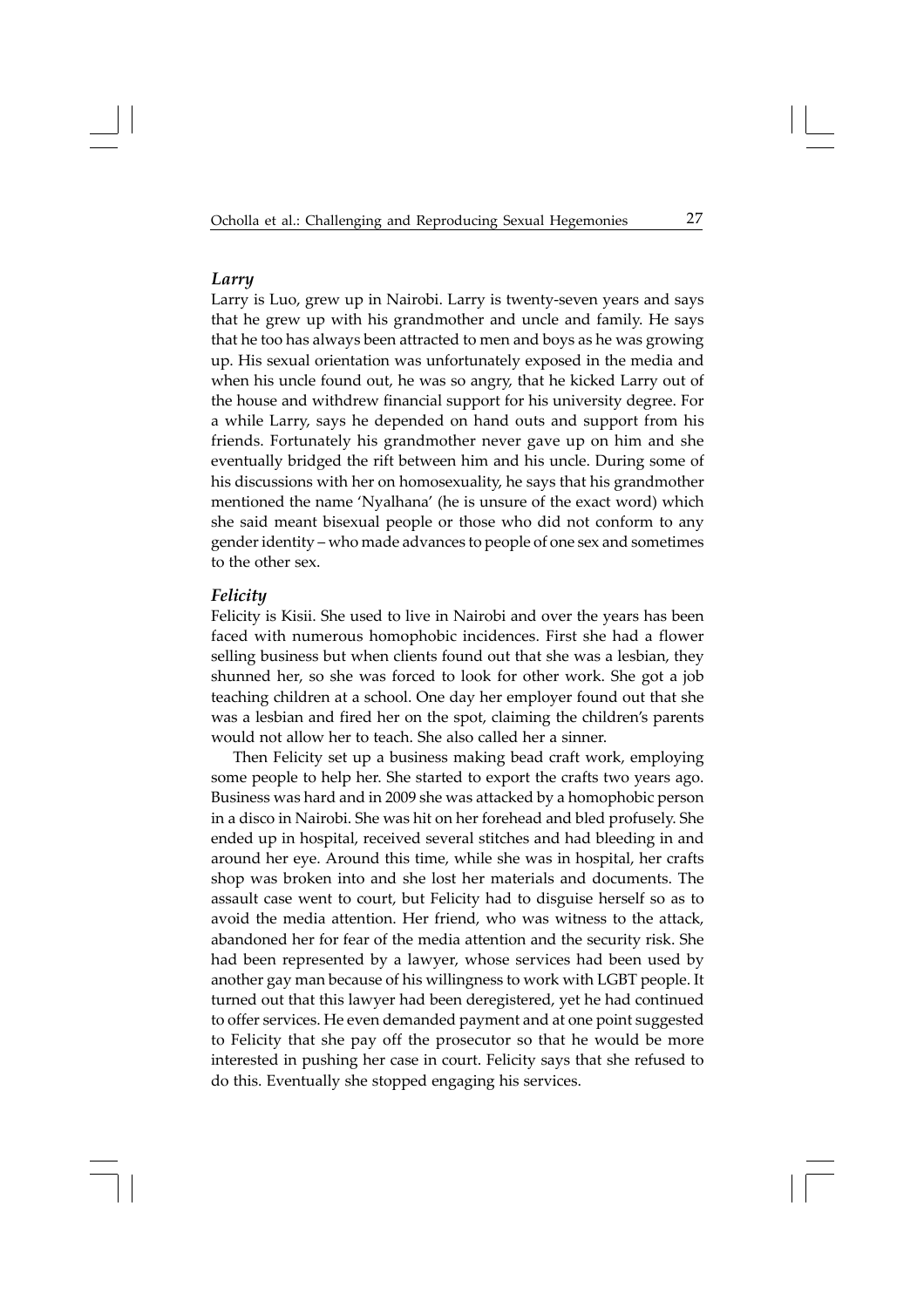### *Larry*

Larry is Luo, grew up in Nairobi. Larry is twenty-seven years and says that he grew up with his grandmother and uncle and family. He says that he too has always been attracted to men and boys as he was growing up. His sexual orientation was unfortunately exposed in the media and when his uncle found out, he was so angry, that he kicked Larry out of the house and withdrew financial support for his university degree. For a while Larry, says he depended on hand outs and support from his friends. Fortunately his grandmother never gave up on him and she eventually bridged the rift between him and his uncle. During some of his discussions with her on homosexuality, he says that his grandmother mentioned the name 'Nyalhana' (he is unsure of the exact word) which she said meant bisexual people or those who did not conform to any gender identity – who made advances to people of one sex and sometimes to the other sex.

### *Felicity*

Felicity is Kisii. She used to live in Nairobi and over the years has been faced with numerous homophobic incidences. First she had a flower selling business but when clients found out that she was a lesbian, they shunned her, so she was forced to look for other work. She got a job teaching children at a school. One day her employer found out that she was a lesbian and fired her on the spot, claiming the children's parents would not allow her to teach. She also called her a sinner.

Then Felicity set up a business making bead craft work, employing some people to help her. She started to export the crafts two years ago. Business was hard and in 2009 she was attacked by a homophobic person in a disco in Nairobi. She was hit on her forehead and bled profusely. She ended up in hospital, received several stitches and had bleeding in and around her eye. Around this time, while she was in hospital, her crafts shop was broken into and she lost her materials and documents. The assault case went to court, but Felicity had to disguise herself so as to avoid the media attention. Her friend, who was witness to the attack, abandoned her for fear of the media attention and the security risk. She had been represented by a lawyer, whose services had been used by another gay man because of his willingness to work with LGBT people. It turned out that this lawyer had been deregistered, yet he had continued to offer services. He even demanded payment and at one point suggested to Felicity that she pay off the prosecutor so that he would be more interested in pushing her case in court. Felicity says that she refused to do this. Eventually she stopped engaging his services.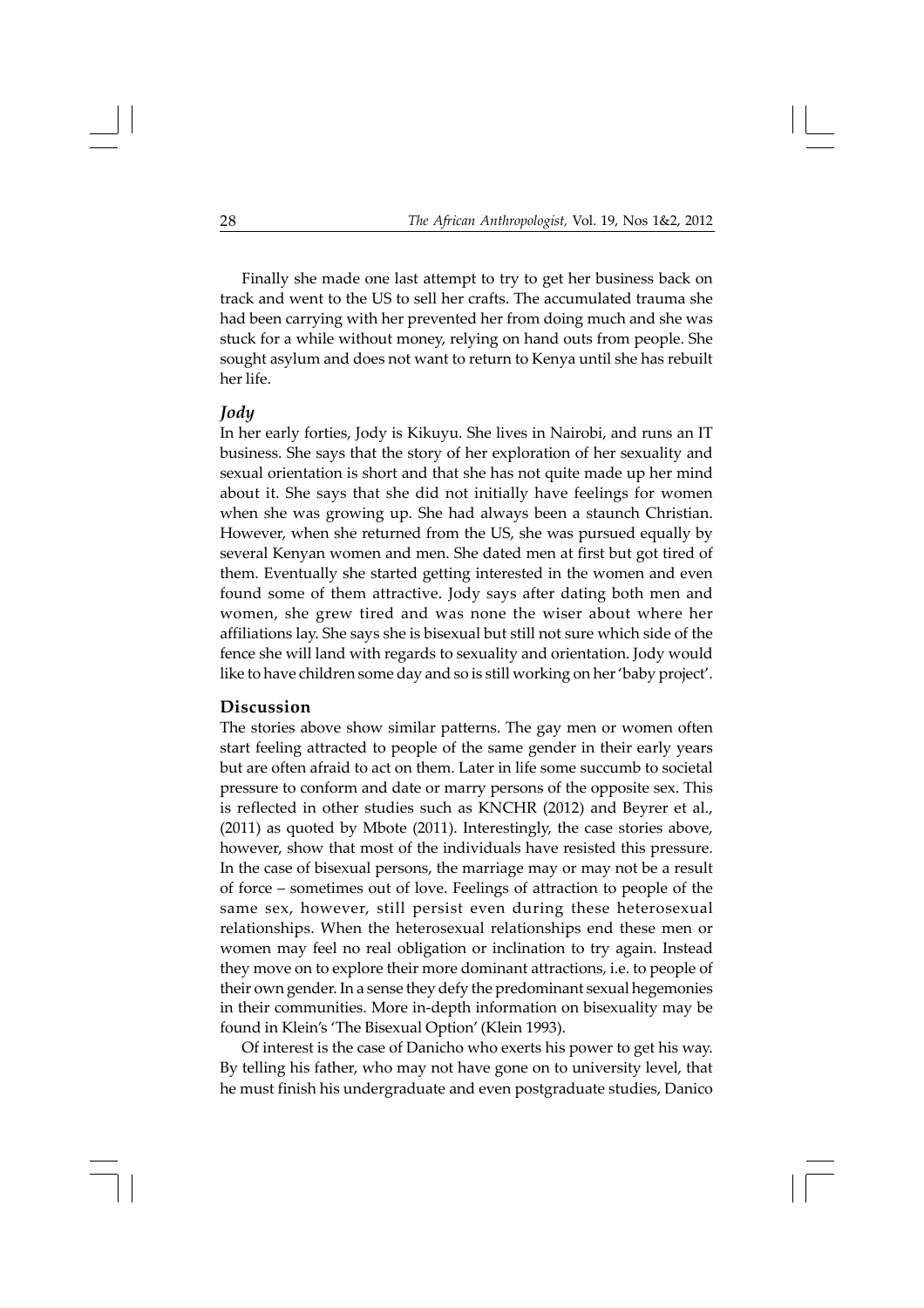Finally she made one last attempt to try to get her business back on track and went to the US to sell her crafts. The accumulated trauma she had been carrying with her prevented her from doing much and she was stuck for a while without money, relying on hand outs from people. She sought asylum and does not want to return to Kenya until she has rebuilt her life.

### *Jody*

In her early forties, Jody is Kikuyu. She lives in Nairobi, and runs an IT business. She says that the story of her exploration of her sexuality and sexual orientation is short and that she has not quite made up her mind about it. She says that she did not initially have feelings for women when she was growing up. She had always been a staunch Christian. However, when she returned from the US, she was pursued equally by several Kenyan women and men. She dated men at first but got tired of them. Eventually she started getting interested in the women and even found some of them attractive. Jody says after dating both men and women, she grew tired and was none the wiser about where her affiliations lay. She says she is bisexual but still not sure which side of the fence she will land with regards to sexuality and orientation. Jody would like to have children some day and so is still working on her 'baby project'.

## Discussion

The stories above show similar patterns. The gay men or women often start feeling attracted to people of the same gender in their early years but are often afraid to act on them. Later in life some succumb to societal pressure to conform and date or marry persons of the opposite sex. This is reflected in other studies such as KNCHR (2012) and Beyrer et al., (2011) as quoted by Mbote (2011). Interestingly, the case stories above, however, show that most of the individuals have resisted this pressure. In the case of bisexual persons, the marriage may or may not be a result of force – sometimes out of love. Feelings of attraction to people of the same sex, however, still persist even during these heterosexual relationships. When the heterosexual relationships end these men or women may feel no real obligation or inclination to try again. Instead they move on to explore their more dominant attractions, i.e. to people of their own gender. In a sense they defy the predominant sexual hegemonies in their communities. More in-depth information on bisexuality may be found in Klein's 'The Bisexual Option' (Klein 1993).

Of interest is the case of Danicho who exerts his power to get his way. By telling his father, who may not have gone on to university level, that he must finish his undergraduate and even postgraduate studies, Danico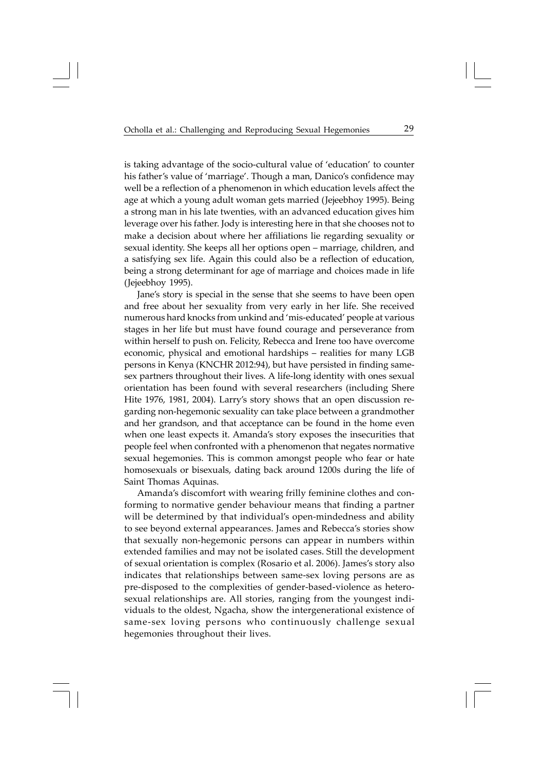is taking advantage of the socio-cultural value of 'education' to counter his father's value of 'marriage'. Though a man, Danico's confidence may well be a reflection of a phenomenon in which education levels affect the age at which a young adult woman gets married (Jejeebhoy 1995). Being a strong man in his late twenties, with an advanced education gives him leverage over his father. Jody is interesting here in that she chooses not to make a decision about where her affiliations lie regarding sexuality or sexual identity. She keeps all her options open – marriage, children, and a satisfying sex life. Again this could also be a reflection of education, being a strong determinant for age of marriage and choices made in life (Jejeebhoy 1995).

Jane's story is special in the sense that she seems to have been open and free about her sexuality from very early in her life. She received numerous hard knocks from unkind and 'mis-educated' people at various stages in her life but must have found courage and perseverance from within herself to push on. Felicity, Rebecca and Irene too have overcome economic, physical and emotional hardships – realities for many LGB persons in Kenya (KNCHR 2012:94), but have persisted in finding same-sex partners throughout their lives. A life-long identity with ones sexual orientation has been found with several researchers (including Shere Hite 1976, 1981, 2004). Larry's story shows that an open discussion regarding non-hegemonic sexuality can take place between a grandmother and her grandson, and that acceptance can be found in the home even when one least expects it. Amanda's story exposes the insecurities that people feel when confronted with a phenomenon that negates normative sexual hegemonies. This is common amongst people who fear or hate homosexuals or bisexuals, dating back around 1200s during the life of Saint Thomas Aquinas.

Amanda's discomfort with wearing frilly feminine clothes and conforming to normative gender behaviour means that finding a partner will be determined by that individual's open-mindedness and ability to see beyond external appearances. James and Rebecca's stories show that sexually non-hegemonic persons can appear in numbers within extended families and may not be isolated cases. Still the development of sexual orientation is complex (Rosario et al. 2006). James's story also indicates that relationships between same-sex loving persons are as pre-disposed to the complexities of gender-based-violence as heterosexual relationships are. All stories, ranging from the youngest individuals to the oldest, Ngacha, show the intergenerational existence of same-sex loving persons who continuously challenge sexual hegemonies throughout their lives.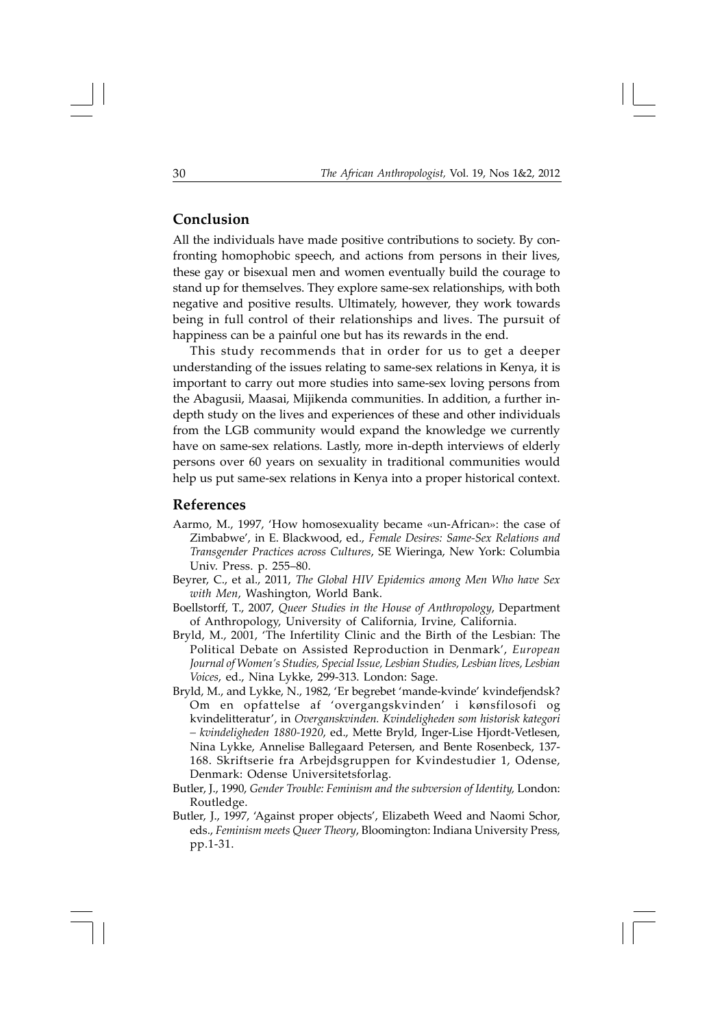## Conclusion

All the individuals have made positive contributions to society. By confronting homophobic speech, and actions from persons in their lives, these gay or bisexual men and women eventually build the courage to stand up for themselves. They explore same-sex relationships, with both negative and positive results. Ultimately, however, they work towards being in full control of their relationships and lives. The pursuit of happiness can be a painful one but has its rewards in the end.

This study recommends that in order for us to get a deeper understanding of the issues relating to same-sex relations in Kenya, it is important to carry out more studies into same-sex loving persons from the Abagusii, Maasai, Mijikenda communities. In addition, a further in-depth study on the lives and experiences of these and other individuals from the LGB community would expand the knowledge we currently have on same-sex relations. Lastly, more in-depth interviews of elderly persons over 60 years on sexuality in traditional communities would help us put same-sex relations in Kenya into a proper historical context.

## References

Aarmo, M., 1997, 'How homosexuality became «un-African»: the case of Zimbabwe', in E. Blackwood, ed., *Female Desires: Same-Sex Relations and Transgender Practices across Cultures*, SE Wieringa, New York: Columbia Univ. Press. p. 255–80.

Beyrer, C., et al., 2011, *The Global HIV Epidemics among Men Who have Sex with Men*, Washington, World Bank.

Boellstorff, T., 2007, *Queer Studies in the House of Anthropology*, Department of Anthropology, University of California, Irvine, California.

Bryld, M., 2001, 'The Infertility Clinic and the Birth of the Lesbian: The Political Debate on Assisted Reproduction in Denmark', *European Journal of Women's Studies, Special Issue, Lesbian Studies, Lesbian lives, Lesbian Voices*, ed., Nina Lykke, 299-313. London: Sage.

Bryld, M., and Lykke, N., 1982, 'Er begrebet 'mande-kvinde' kvindefjendsk? Om en opfattelse af 'overgangskvinden' i kønsfilosofi og kvindelitteratur', in *Overganskvinden. Kvindeligheden som historisk kategori – kvindeligheden 1880-1920*, ed., Mette Bryld, Inger-Lise Hjordt-Vetlesen, Nina Lykke, Annelise Ballegaard Petersen, and Bente Rosenbeck, 137-168. Skriftserie fra Arbejdsgruppen for Kvindestudier 1, Odense, Denmark: Odense Universitetsforlag.

Butler, J., 1990, *Gender Trouble: Feminism and the subversion of Identity,* London: Routledge.

Butler, J., 1997, 'Against proper objects', Elizabeth Weed and Naomi Schor, eds., *Feminism meets Queer Theory*, Bloomington: Indiana University Press, pp.1-31.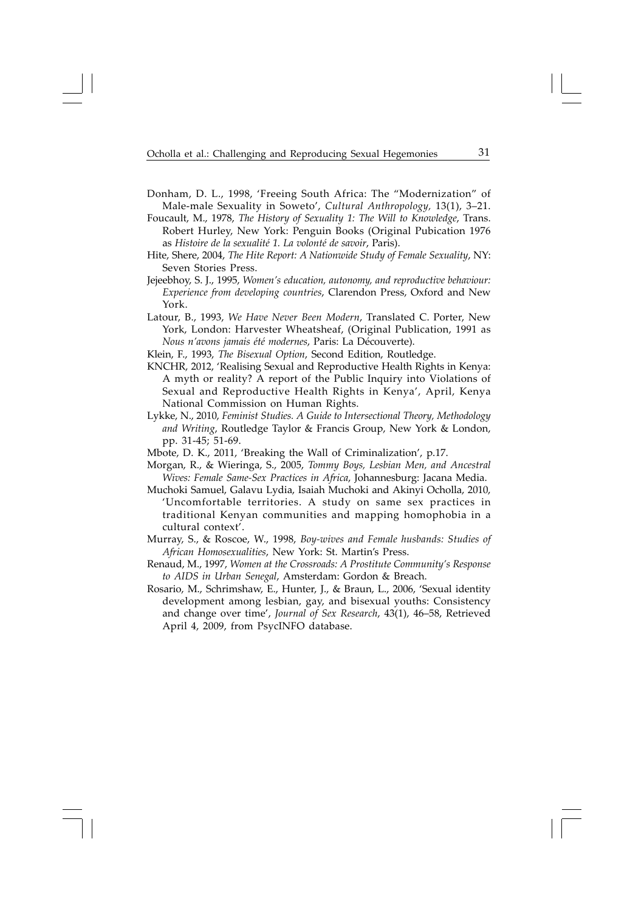Donham, D. L., 1998, 'Freeing South Africa: The "Modernization" of Male-male Sexuality in Soweto', *Cultural Anthropology*, 13(1), 3–21.

Foucault, M., 1978, *The History of Sexuality 1: The Will to Knowledge*, Trans. Robert Hurley, New York: Penguin Books (Original Pubication 1976 as *Histoire de la sexualité 1. La volonté de savoir*, Paris).

Hite, Shere, 2004, *The Hite Report: A Nationwide Study of Female Sexuality*, NY: Seven Stories Press.

Jejeebhoy, S. J., 1995, *Women's education, autonomy, and reproductive behaviour: Experience from developing countries*, Clarendon Press, Oxford and New York.

Latour, B., 1993, *We Have Never Been Modern*, Translated C. Porter, New York, London: Harvester Wheatsheaf, (Original Publication, 1991 as *Nous n'avons jamais été modernes*, Paris: La Découverte).

Klein, F., 1993, *The Bisexual Option*, Second Edition, Routledge.

KNCHR, 2012, 'Realising Sexual and Reproductive Health Rights in Kenya: A myth or reality? A report of the Public Inquiry into Violations of Sexual and Reproductive Health Rights in Kenya', April, Kenya National Commission on Human Rights.

Lykke, N., 2010, *Feminist Studies. A Guide to Intersectional Theory, Methodology and Writing*, Routledge Taylor & Francis Group, New York & London, pp. 31-45; 51-69.

Mbote, D. K., 2011, 'Breaking the Wall of Criminalization', p.17.

Morgan, R., & Wieringa, S., 2005, *Tommy Boys, Lesbian Men, and Ancestral Wives: Female Same-Sex Practices in Africa*, Johannesburg: Jacana Media.

Muchoki Samuel, Galavu Lydia, Isaiah Muchoki and Akinyi Ocholla, 2010, 'Uncomfortable territories. A study on same sex practices in traditional Kenyan communities and mapping homophobia in a cultural context'.

Murray, S., & Roscoe, W., 1998, *Boy-wives and Female husbands: Studies of African Homosexualities*, New York: St. Martin's Press.

Renaud, M., 1997, *Women at the Crossroads: A Prostitute Community's Response to AIDS in Urban Senegal*, Amsterdam: Gordon & Breach.

Rosario, M., Schrimshaw, E., Hunter, J., & Braun, L., 2006, 'Sexual identity development among lesbian, gay, and bisexual youths: Consistency and change over time', *Journal of Sex Research*, 43(1), 46–58, Retrieved April 4, 2009, from PsycINFO database.